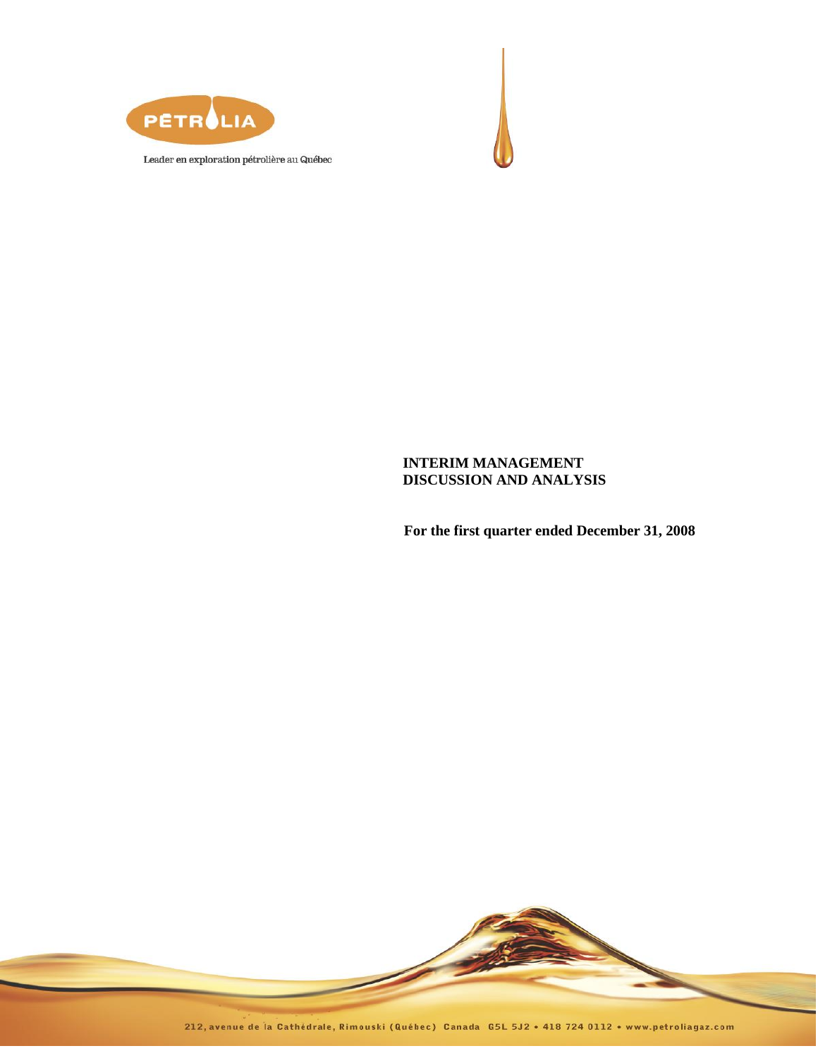PÉTROLIA

Leader en exploration pétrolière au Québec

# INTERIM MANAGEMENT DISCUSSION AND ANALYSIS

**For the first quarter ended December 31, 2008**

212, avenue de la Cathédrale, Rimouski (Québec) Canada G5L 5J2 • 418 724 0112 • www.petroliagaz.com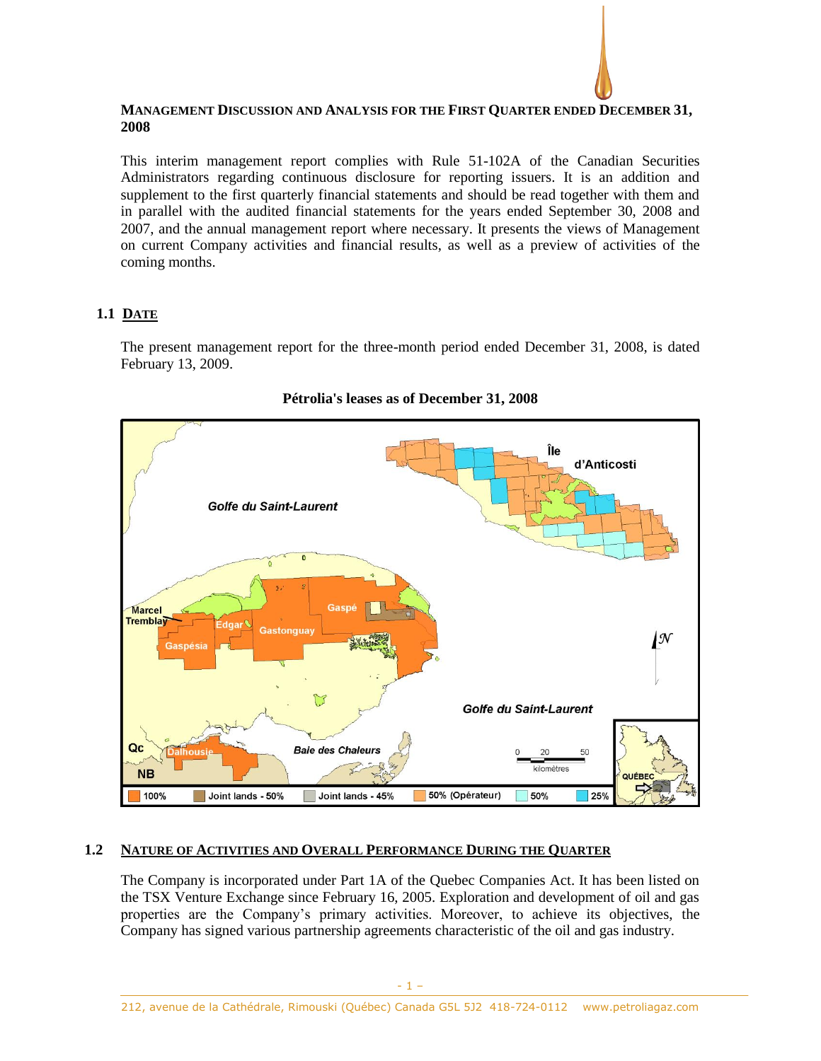**MANAGEMENT DISCUSSION AND ANALYSIS FOR THE FIRST QUARTER ENDED DECEMBER 31, 2008**

This interim management report complies with Rule 51-102A of the Canadian Securities Administrators regarding continuous disclosure for reporting issuers. It is an addition and supplement to the first quarterly financial statements and should be read together with them and in parallel with the audited financial statements for the years ended September 30, 2008 and 2007, and the annual management report where necessary. It presents the views of Management on current Company activities and financial results, as well as a preview of activities of the coming months.

## 1.1 DATE

The present management report for the three-month period ended December 31, 2008, is dated February 13, 2009.

**Pétrolia's leases as of December 31, 2008**

## 1.2 NATURE OF ACTIVITIES AND OVERALL PERFORMANCE DURING THE QUARTER

The Company is incorporated under Part 1A of the Quebec Companies Act. It has been listed on the TSX Venture Exchange since February 16, 2005. Exploration and development of oil and gas properties are the Company's primary activities. Moreover, to achieve its objectives, the Company has signed various partnership agreements characteristic of the oil and gas industry.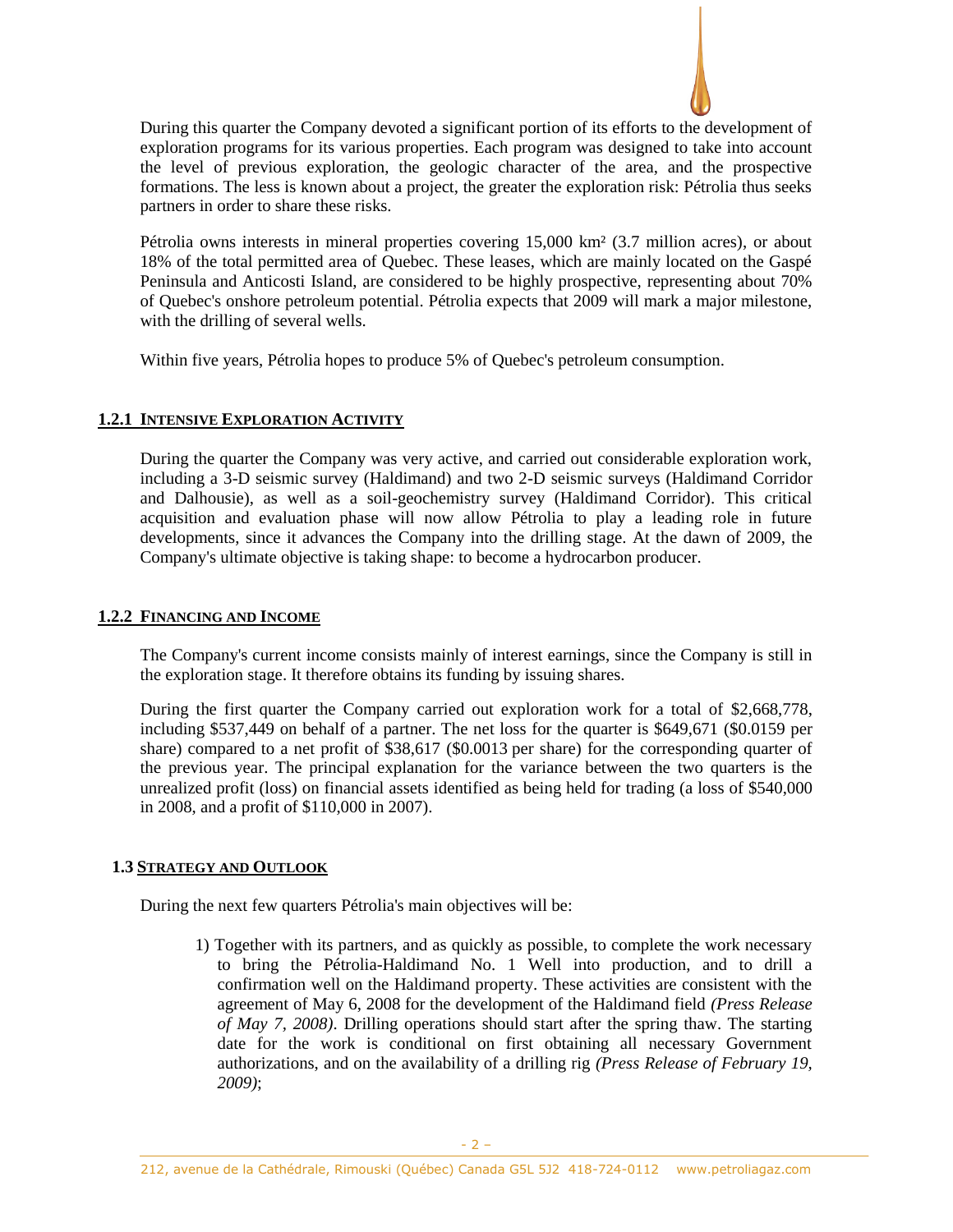During this quarter the Company devoted a significant portion of its efforts to the development of exploration programs for its various properties. Each program was designed to take into account the level of previous exploration, the geologic character of the area, and the prospective formations. The less is known about a project, the greater the exploration risk: Pétrolia thus seeks partners in order to share these risks.

Pétrolia owns interests in mineral properties covering 15,000 km² (3.7 million acres), or about 18% of the total permitted area of Quebec. These leases, which are mainly located on the Gaspé Peninsula and Anticosti Island, are considered to be highly prospective, representing about 70% of Quebec's onshore petroleum potential. Pétrolia expects that 2009 will mark a major milestone, with the drilling of several wells.

Within five years, Pétrolia hopes to produce 5% of Quebec's petroleum consumption.

### 1.2.1 INTENSIVE EXPLORATION ACTIVITY

During the quarter the Company was very active, and carried out considerable exploration work, including a 3-D seismic survey (Haldimand) and two 2-D seismic surveys (Haldimand Corridor and Dalhousie), as well as a soil-geochemistry survey (Haldimand Corridor). This critical acquisition and evaluation phase will now allow Pétrolia to play a leading role in future developments, since it advances the Company into the drilling stage. At the dawn of 2009, the Company's ultimate objective is taking shape: to become a hydrocarbon producer.

### 1.2.2 FINANCING AND INCOME

The Company's current income consists mainly of interest earnings, since the Company is still in the exploration stage. It therefore obtains its funding by issuing shares.

During the first quarter the Company carried out exploration work for a total of $2,668,778, including $537,449 on behalf of a partner. The net loss for the quarter is $649,671 ($0.0159 per share) compared to a net profit of $38,617 ($0.0013 per share) for the corresponding quarter of the previous year. The principal explanation for the variance between the two quarters is the unrealized profit (loss) on financial assets identified as being held for trading (a loss of $540,000 in 2008, and a profit of $110,000 in 2007).

## 1.3 STRATEGY AND OUTLOOK

During the next few quarters Pétrolia's main objectives will be:

1) Together with its partners, and as quickly as possible, to complete the work necessary to bring the Pétrolia-Haldimand No. 1 Well into production, and to drill a confirmation well on the Haldimand property. These activities are consistent with the agreement of May 6, 2008 for the development of the Haldimand field *(Press Release of May 7, 2008)*. Drilling operations should start after the spring thaw. The starting date for the work is conditional on first obtaining all necessary Government authorizations, and on the availability of a drilling rig *(Press Release of February 19, 2009)*;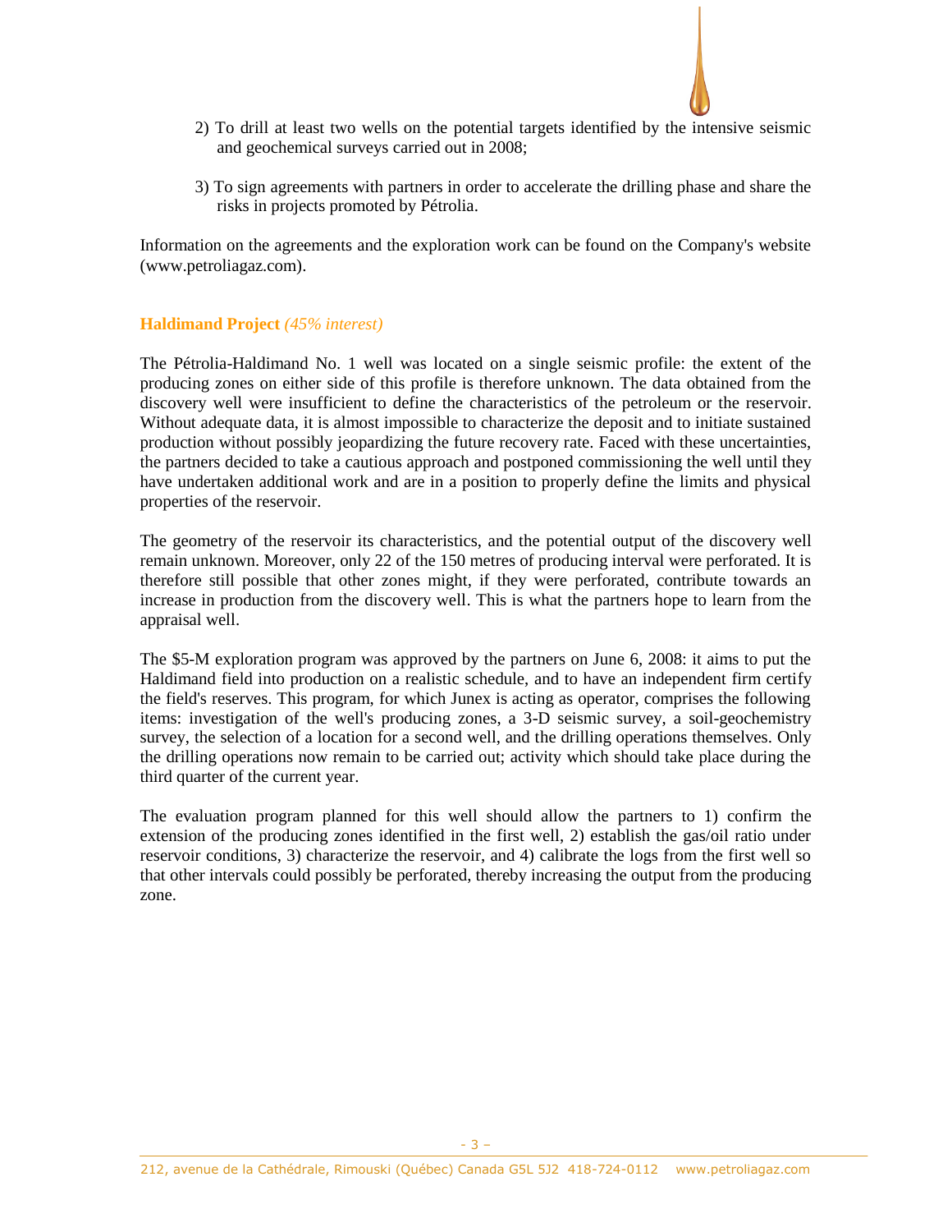2) To drill at least two wells on the potential targets identified by the intensive seismic and geochemical surveys carried out in 2008;

3) To sign agreements with partners in order to accelerate the drilling phase and share the risks in projects promoted by Pétrolia.

Information on the agreements and the exploration work can be found on the Company's website (www.petroliagaz.com).

### **Haldimand Project** *(45% interest)*

The Pétrolia-Haldimand No. 1 well was located on a single seismic profile: the extent of the producing zones on either side of this profile is therefore unknown. The data obtained from the discovery well were insufficient to define the characteristics of the petroleum or the reservoir. Without adequate data, it is almost impossible to characterize the deposit and to initiate sustained production without possibly jeopardizing the future recovery rate. Faced with these uncertainties, the partners decided to take a cautious approach and postponed commissioning the well until they have undertaken additional work and are in a position to properly define the limits and physical properties of the reservoir.

The geometry of the reservoir its characteristics, and the potential output of the discovery well remain unknown. Moreover, only 22 of the 150 metres of producing interval were perforated. It is therefore still possible that other zones might, if they were perforated, contribute towards an increase in production from the discovery well. This is what the partners hope to learn from the appraisal well.

The $5-M exploration program was approved by the partners on June 6, 2008: it aims to put the Haldimand field into production on a realistic schedule, and to have an independent firm certify the field's reserves. This program, for which Junex is acting as operator, comprises the following items: investigation of the well's producing zones, a 3-D seismic survey, a soil-geochemistry survey, the selection of a location for a second well, and the drilling operations themselves. Only the drilling operations now remain to be carried out; activity which should take place during the third quarter of the current year.

The evaluation program planned for this well should allow the partners to 1) confirm the extension of the producing zones identified in the first well, 2) establish the gas/oil ratio under reservoir conditions, 3) characterize the reservoir, and 4) calibrate the logs from the first well so that other intervals could possibly be perforated, thereby increasing the output from the producing zone.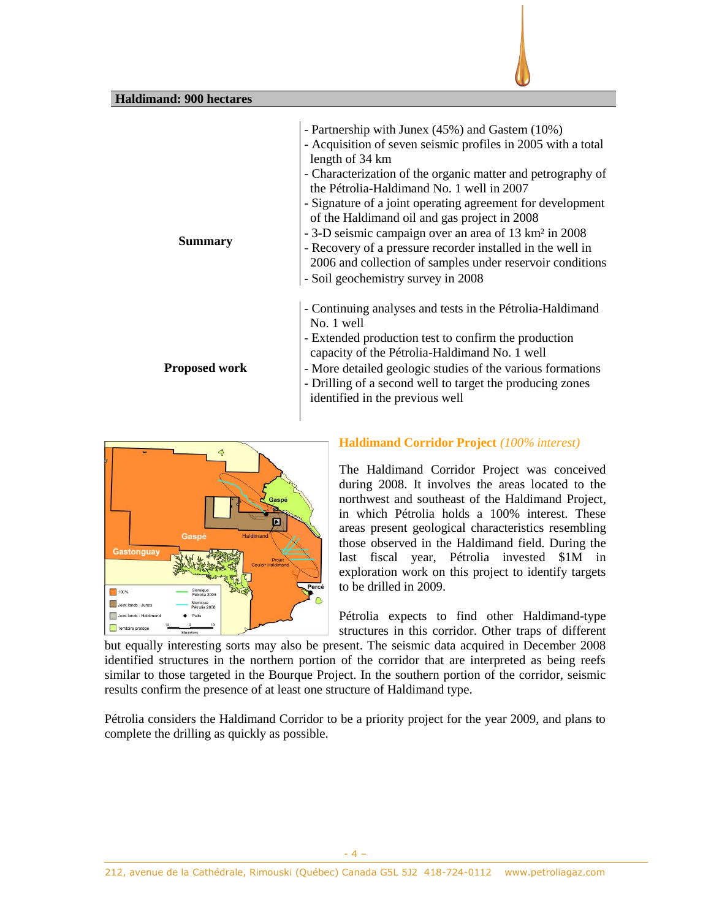## Haldimand: 900 hectares

| | |
|---|---|
| **Summary** | - Partnership with Junex (45%) and Gastem (10%)<br>- Acquisition of seven seismic profiles in 2005 with a total length of 34 km<br>- Characterization of the organic matter and petrography of the Pétrolia-Haldimand No. 1 well in 2007<br>- Signature of a joint operating agreement for development of the Haldimand oil and gas project in 2008<br>- 3-D seismic campaign over an area of 13 km² in 2008<br>- Recovery of a pressure recorder installed in the well in 2006 and collection of samples under reservoir conditions<br>- Soil geochemistry survey in 2008 |
| **Proposed work** | - Continuing analyses and tests in the Pétrolia-Haldimand No. 1 well<br>- Extended production test to confirm the production capacity of the Pétrolia-Haldimand No. 1 well<br>- More detailed geologic studies of the various formations<br>- Drilling of a second well to target the producing zones identified in the previous well |

### Haldimand Corridor Project *(100% interest)*

The Haldimand Corridor Project was conceived during 2008. It involves the areas located to the northwest and southeast of the Haldimand Project, in which Pétrolia holds a 100% interest. These areas present geological characteristics resembling those observed in the Haldimand field. During the last fiscal year, Pétrolia invested $1M in exploration work on this project to identify targets to be drilled in 2009.

Pétrolia expects to find other Haldimand-type structures in this corridor. Other traps of different but equally interesting sorts may also be present. The seismic data acquired in December 2008 identified structures in the northern portion of the corridor that are interpreted as being reefs similar to those targeted in the Bourque Project. In the southern portion of the corridor, seismic results confirm the presence of at least one structure of Haldimand type.

Pétrolia considers the Haldimand Corridor to be a priority project for the year 2009, and plans to complete the drilling as quickly as possible.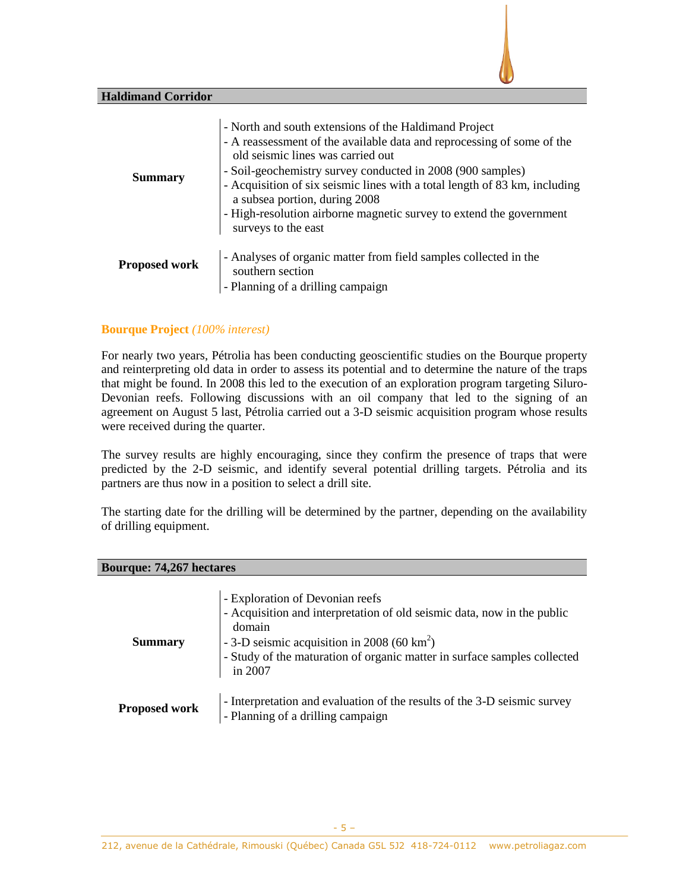| Haldimand Corridor | |
|---|---|
| **Summary** | - North and south extensions of the Haldimand Project<br>- A reassessment of the available data and reprocessing of some of the old seismic lines was carried out<br>- Soil-geochemistry survey conducted in 2008 (900 samples)<br>- Acquisition of six seismic lines with a total length of 83 km, including a subsea portion, during 2008<br>- High-resolution airborne magnetic survey to extend the government surveys to the east |
| **Proposed work** | - Analyses of organic matter from field samples collected in the southern section<br>- Planning of a drilling campaign |

### Bourque Project *(100% interest)*

For nearly two years, Pétrolia has been conducting geoscientific studies on the Bourque property and reinterpreting old data in order to assess its potential and to determine the nature of the traps that might be found. In 2008 this led to the execution of an exploration program targeting Siluro-Devonian reefs. Following discussions with an oil company that led to the signing of an agreement on August 5 last, Pétrolia carried out a 3-D seismic acquisition program whose results were received during the quarter.

The survey results are highly encouraging, since they confirm the presence of traps that were predicted by the 2-D seismic, and identify several potential drilling targets. Pétrolia and its partners are thus now in a position to select a drill site.

The starting date for the drilling will be determined by the partner, depending on the availability of drilling equipment.

| Bourque: 74,267 hectares | |
|---|---|
| **Summary** | - Exploration of Devonian reefs<br>- Acquisition and interpretation of old seismic data, now in the public domain<br>- 3-D seismic acquisition in 2008 (60 $km^2$)<br>- Study of the maturation of organic matter in surface samples collected in 2007 |
| **Proposed work** | - Interpretation and evaluation of the results of the 3-D seismic survey<br>- Planning of a drilling campaign |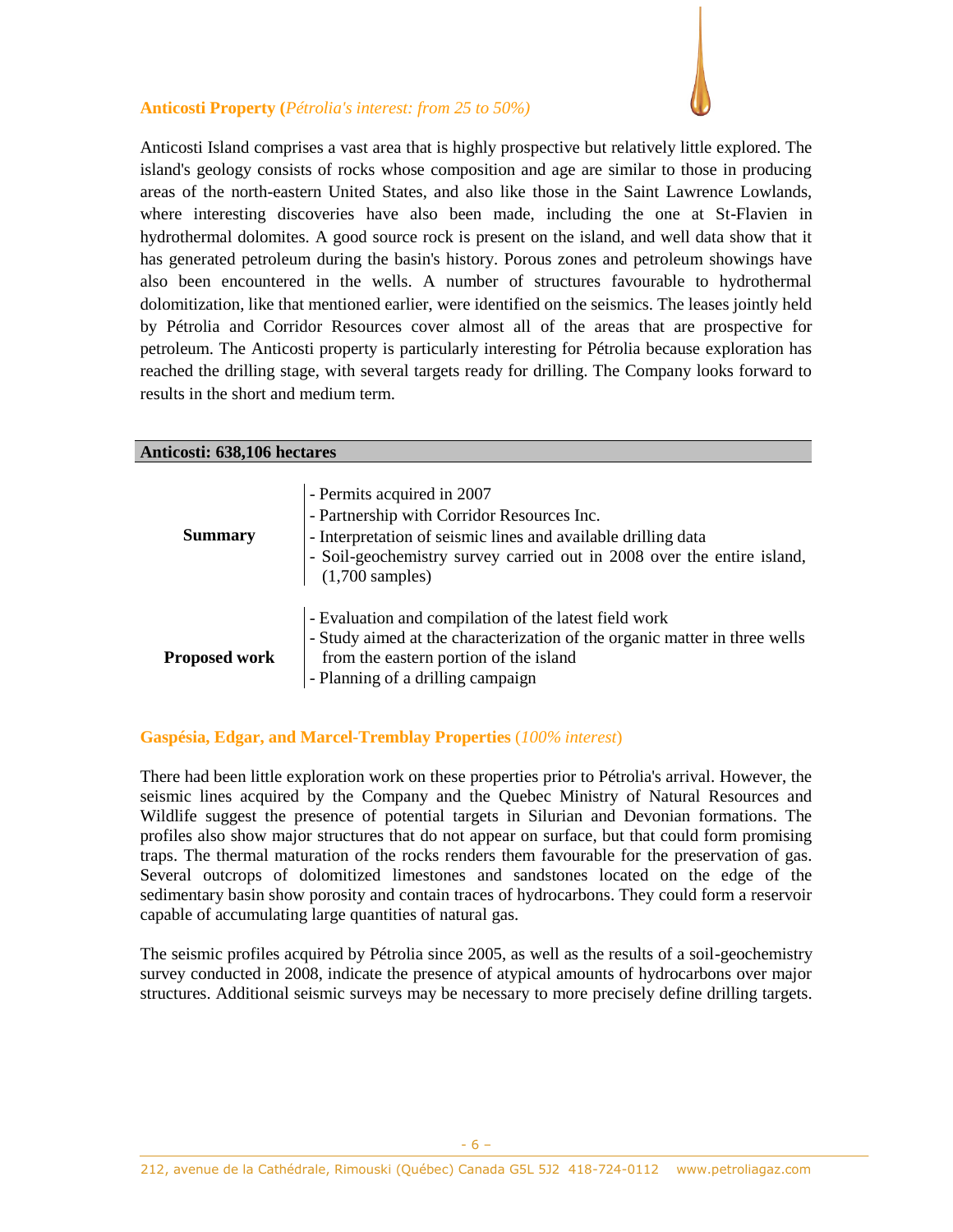### **Anticosti Property (*Pétrolia's interest: from 25 to 50%)***

Anticosti Island comprises a vast area that is highly prospective but relatively little explored. The island's geology consists of rocks whose composition and age are similar to those in producing areas of the north-eastern United States, and also like those in the Saint Lawrence Lowlands, where interesting discoveries have also been made, including the one at St-Flavien in hydrothermal dolomites. A good source rock is present on the island, and well data show that it has generated petroleum during the basin's history. Porous zones and petroleum showings have also been encountered in the wells. A number of structures favourable to hydrothermal dolomitization, like that mentioned earlier, were identified on the seismics. The leases jointly held by Pétrolia and Corridor Resources cover almost all of the areas that are prospective for petroleum. The Anticosti property is particularly interesting for Pétrolia because exploration has reached the drilling stage, with several targets ready for drilling. The Company looks forward to results in the short and medium term.

| **Anticosti: 638,106 hectares** | |
|---|---|
| **Summary** | - Permits acquired in 2007<br>- Partnership with Corridor Resources Inc.<br>- Interpretation of seismic lines and available drilling data<br>- Soil-geochemistry survey carried out in 2008 over the entire island, (1,700 samples) |
| **Proposed work** | - Evaluation and compilation of the latest field work<br>- Study aimed at the characterization of the organic matter in three wells from the eastern portion of the island<br>- Planning of a drilling campaign |

### **Gaspésia, Edgar, and Marcel-Tremblay Properties** (*100% interest*)

There had been little exploration work on these properties prior to Pétrolia's arrival. However, the seismic lines acquired by the Company and the Quebec Ministry of Natural Resources and Wildlife suggest the presence of potential targets in Silurian and Devonian formations. The profiles also show major structures that do not appear on surface, but that could form promising traps. The thermal maturation of the rocks renders them favourable for the preservation of gas. Several outcrops of dolomitized limestones and sandstones located on the edge of the sedimentary basin show porosity and contain traces of hydrocarbons. They could form a reservoir capable of accumulating large quantities of natural gas.

The seismic profiles acquired by Pétrolia since 2005, as well as the results of a soil-geochemistry survey conducted in 2008, indicate the presence of atypical amounts of hydrocarbons over major structures. Additional seismic surveys may be necessary to more precisely define drilling targets.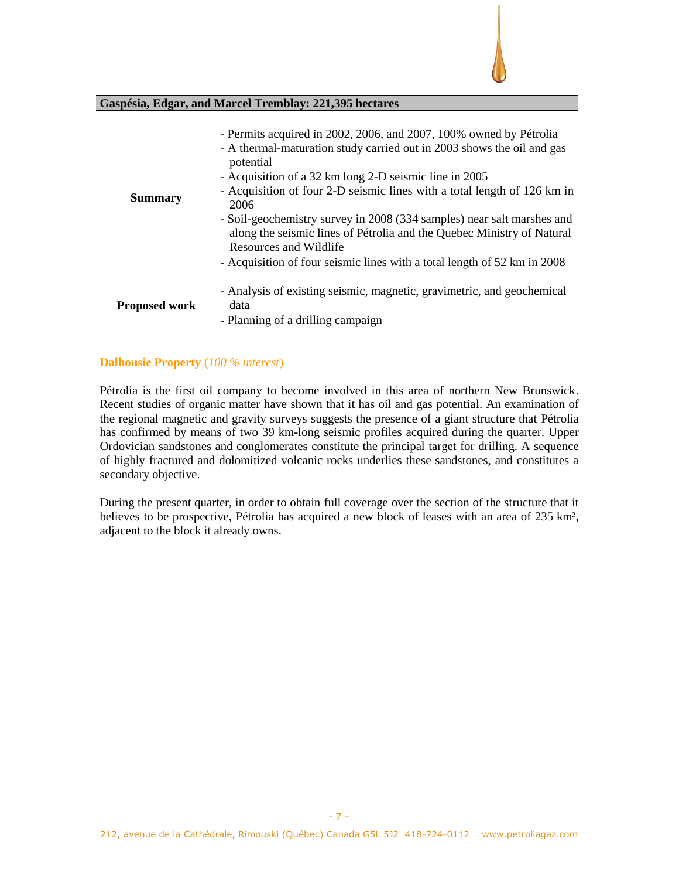**Gaspésia, Edgar, and Marcel Tremblay: 221,395 hectares**

| | |
|---|---|
| **Summary** | - Permits acquired in 2002, 2006, and 2007, 100% owned by Pétrolia<br>- A thermal-maturation study carried out in 2003 shows the oil and gas potential<br>- Acquisition of a 32 km long 2-D seismic line in 2005<br>- Acquisition of four 2-D seismic lines with a total length of 126 km in 2006<br>- Soil-geochemistry survey in 2008 (334 samples) near salt marshes and along the seismic lines of Pétrolia and the Quebec Ministry of Natural Resources and Wildlife<br>- Acquisition of four seismic lines with a total length of 52 km in 2008 |
| **Proposed work** | - Analysis of existing seismic, magnetic, gravimetric, and geochemical data<br>- Planning of a drilling campaign |

**Dalhousie Property** (*100 % interest*)

Pétrolia is the first oil company to become involved in this area of northern New Brunswick. Recent studies of organic matter have shown that it has oil and gas potential. An examination of the regional magnetic and gravity surveys suggests the presence of a giant structure that Pétrolia has confirmed by means of two 39 km-long seismic profiles acquired during the quarter. Upper Ordovician sandstones and conglomerates constitute the principal target for drilling. A sequence of highly fractured and dolomitized volcanic rocks underlies these sandstones, and constitutes a secondary objective.

During the present quarter, in order to obtain full coverage over the section of the structure that it believes to be prospective, Pétrolia has acquired a new block of leases with an area of 235 km², adjacent to the block it already owns.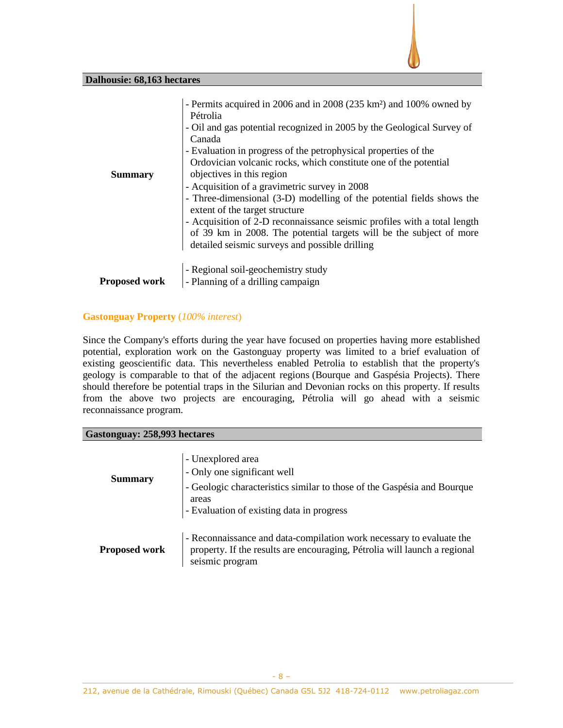| Dalhousie: 68,163 hectares | |
|---|---|
| **Summary** | - Permits acquired in 2006 and in 2008 (235 km²) and 100% owned by Pétrolia<br>- Oil and gas potential recognized in 2005 by the Geological Survey of Canada<br>- Evaluation in progress of the petrophysical properties of the Ordovician volcanic rocks, which constitute one of the potential objectives in this region<br>- Acquisition of a gravimetric survey in 2008<br>- Three-dimensional (3-D) modelling of the potential fields shows the extent of the target structure<br>- Acquisition of 2-D reconnaissance seismic profiles with a total length of 39 km in 2008. The potential targets will be the subject of more detailed seismic surveys and possible drilling |
| **Proposed work** | - Regional soil-geochemistry study<br>- Planning of a drilling campaign |

### **Gastonguay Property** (*100% interest*)

Since the Company's efforts during the year have focused on properties having more established potential, exploration work on the Gastonguay property was limited to a brief evaluation of existing geoscientific data. This nevertheless enabled Petrolia to establish that the property's geology is comparable to that of the adjacent regions (Bourque and Gaspésia Projects). There should therefore be potential traps in the Silurian and Devonian rocks on this property. If results from the above two projects are encouraging, Pétrolia will go ahead with a seismic reconnaissance program.

| Gastonguay: 258,993 hectares | |
|---|---|
| **Summary** | - Unexplored area<br>- Only one significant well<br>- Geologic characteristics similar to those of the Gaspésia and Bourque areas<br>- Evaluation of existing data in progress |
| **Proposed work** | - Reconnaissance and data-compilation work necessary to evaluate the property. If the results are encouraging, Pétrolia will launch a regional seismic program |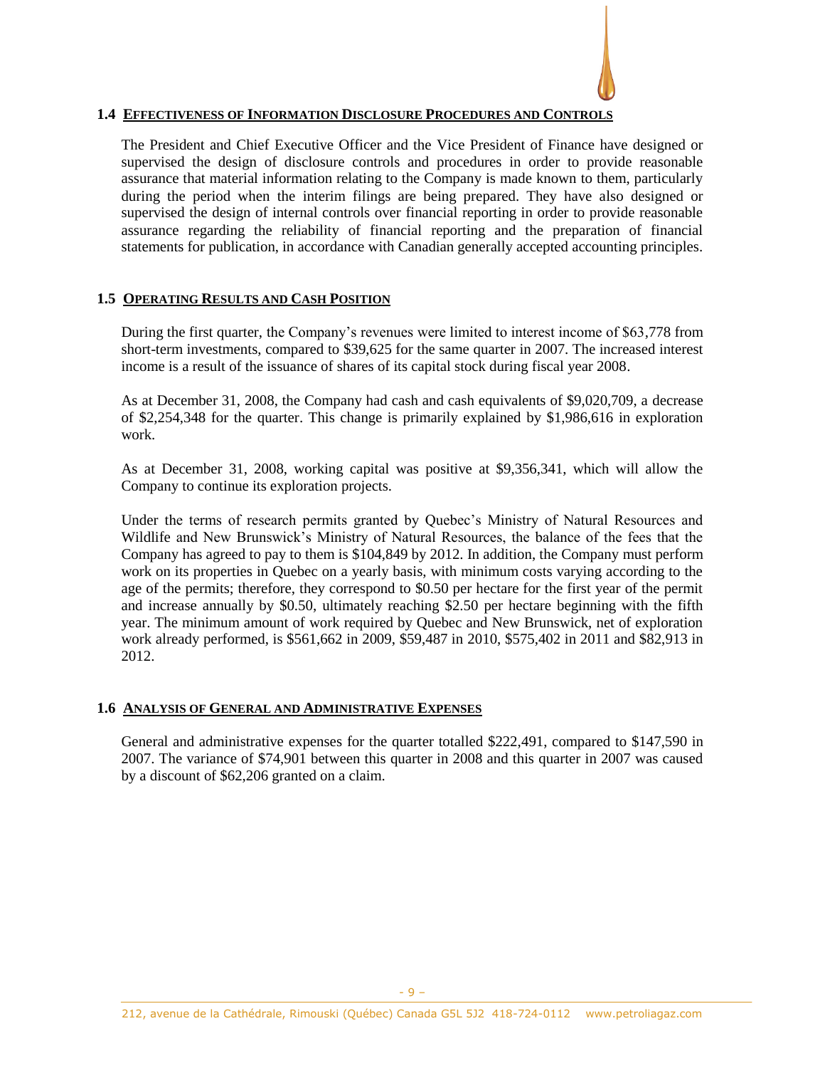## 1.4 Effectiveness of Information Disclosure Procedures and Controls

The President and Chief Executive Officer and the Vice President of Finance have designed or supervised the design of disclosure controls and procedures in order to provide reasonable assurance that material information relating to the Company is made known to them, particularly during the period when the interim filings are being prepared. They have also designed or supervised the design of internal controls over financial reporting in order to provide reasonable assurance regarding the reliability of financial reporting and the preparation of financial statements for publication, in accordance with Canadian generally accepted accounting principles.

## 1.5 Operating Results and Cash Position

During the first quarter, the Company's revenues were limited to interest income of $63,778 from short-term investments, compared to $39,625 for the same quarter in 2007. The increased interest income is a result of the issuance of shares of its capital stock during fiscal year 2008.

As at December 31, 2008, the Company had cash and cash equivalents of $9,020,709, a decrease of $2,254,348 for the quarter. This change is primarily explained by $1,986,616 in exploration work.

As at December 31, 2008, working capital was positive at $9,356,341, which will allow the Company to continue its exploration projects.

Under the terms of research permits granted by Quebec's Ministry of Natural Resources and Wildlife and New Brunswick's Ministry of Natural Resources, the balance of the fees that the Company has agreed to pay to them is $104,849 by 2012. In addition, the Company must perform work on its properties in Quebec on a yearly basis, with minimum costs varying according to the age of the permits; therefore, they correspond to $0.50 per hectare for the first year of the permit and increase annually by $0.50, ultimately reaching $2.50 per hectare beginning with the fifth year. The minimum amount of work required by Quebec and New Brunswick, net of exploration work already performed, is $561,662 in 2009, $59,487 in 2010, $575,402 in 2011 and $82,913 in 2012.

## 1.6 Analysis of General and Administrative Expenses

General and administrative expenses for the quarter totalled $222,491, compared to $147,590 in 2007. The variance of $74,901 between this quarter in 2008 and this quarter in 2007 was caused by a discount of $62,206 granted on a claim.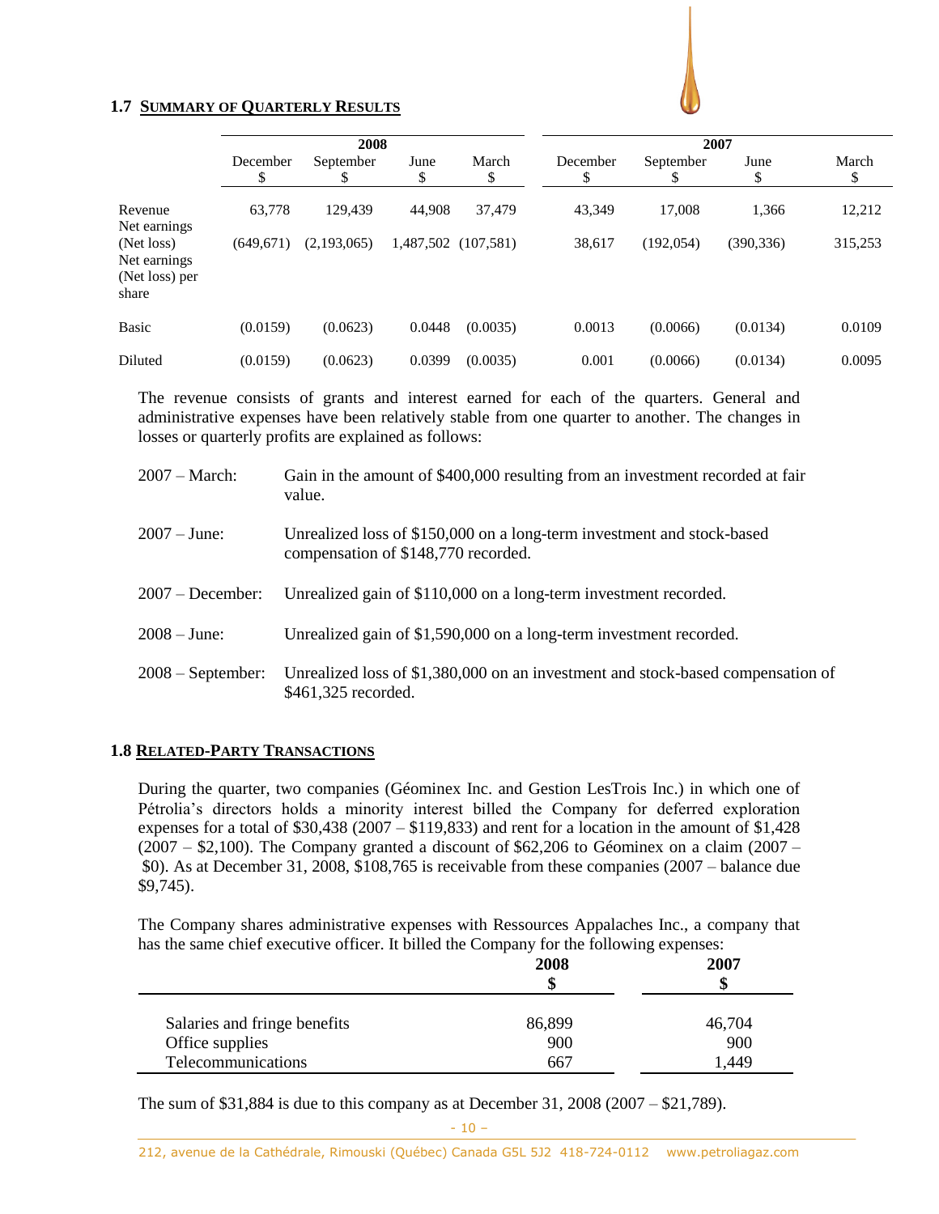## 1.7 SUMMARY OF QUARTERLY RESULTS

| | 2008 | | | | 2007 | | | |
|---|---|---|---|---|---|---|---|---|
| | December $ | September $ | June $ | March $ | December $ | September $ | June $ | March $ |
| Revenue | 63,778 | 129,439 | 44,908 | 37,479 | 43,349 | 17,008 | 1,366 | 12,212 |
| Net earnings (Net loss) | (649,671) | (2,193,065) | 1,487,502 | (107,581) | 38,617 | (192,054) | (390,336) | 315,253 |
| Net earnings (Net loss) per share | | | | | | | | |
| Basic | (0.0159) | (0.0623) | 0.0448 | (0.0035) | 0.0013 | (0.0066) | (0.0134) | 0.0109 |
| Diluted | (0.0159) | (0.0623) | 0.0399 | (0.0035) | 0.001 | (0.0066) | (0.0134) | 0.0095 |

The revenue consists of grants and interest earned for each of the quarters. General and administrative expenses have been relatively stable from one quarter to another. The changes in losses or quarterly profits are explained as follows:

- 2007 – March: Gain in the amount of $400,000 resulting from an investment recorded at fair value.
- 2007 – June: Unrealized loss of $150,000 on a long-term investment and stock-based compensation of $148,770 recorded.
- 2007 – December: Unrealized gain of $110,000 on a long-term investment recorded.
- 2008 – June: Unrealized gain of $1,590,000 on a long-term investment recorded.
- 2008 – September: Unrealized loss of $1,380,000 on an investment and stock-based compensation of $461,325 recorded.

## 1.8 RELATED-PARTY TRANSACTIONS

During the quarter, two companies (Géominex Inc. and Gestion LesTrois Inc.) in which one of Pétrolia's directors holds a minority interest billed the Company for deferred exploration expenses for a total of $30,438 (2007 – $119,833) and rent for a location in the amount of $1,428 (2007 – $2,100). The Company granted a discount of $62,206 to Géominex on a claim (2007 – $0). As at December 31, 2008, $108,765 is receivable from these companies (2007 – balance due $9,745).

The Company shares administrative expenses with Ressources Appalaches Inc., a company that has the same chief executive officer. It billed the Company for the following expenses:

| | 2008 $ | 2007 $ |
|---|---|---|
| Salaries and fringe benefits | 86,899 | 46,704 |
| Office supplies | 900 | 900 |
| Telecommunications | 667 | 1,449 |

The sum of $31,884 is due to this company as at December 31, 2008 (2007 – $21,789).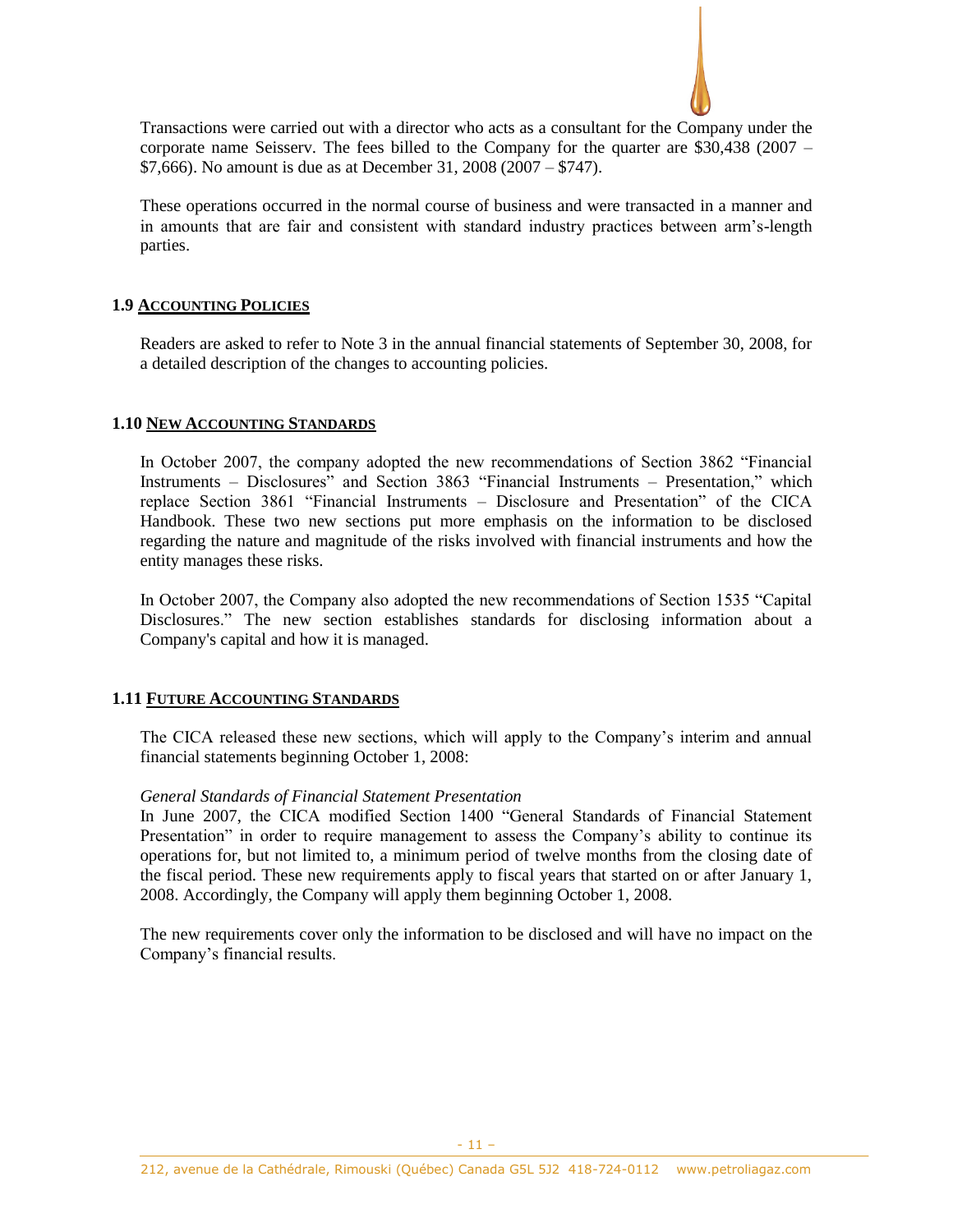Transactions were carried out with a director who acts as a consultant for the Company under the corporate name Seisserv. The fees billed to the Company for the quarter are $30,438 (2007 – $7,666). No amount is due as at December 31, 2008 (2007 – $747).

These operations occurred in the normal course of business and were transacted in a manner and in amounts that are fair and consistent with standard industry practices between arm's-length parties.

## 1.9 Accounting Policies

Readers are asked to refer to Note 3 in the annual financial statements of September 30, 2008, for a detailed description of the changes to accounting policies.

## 1.10 New Accounting Standards

In October 2007, the company adopted the new recommendations of Section 3862 "Financial Instruments – Disclosures" and Section 3863 "Financial Instruments – Presentation," which replace Section 3861 "Financial Instruments – Disclosure and Presentation" of the CICA Handbook. These two new sections put more emphasis on the information to be disclosed regarding the nature and magnitude of the risks involved with financial instruments and how the entity manages these risks.

In October 2007, the Company also adopted the new recommendations of Section 1535 "Capital Disclosures." The new section establishes standards for disclosing information about a Company's capital and how it is managed.

## 1.11 Future Accounting Standards

The CICA released these new sections, which will apply to the Company's interim and annual financial statements beginning October 1, 2008:

*General Standards of Financial Statement Presentation*
In June 2007, the CICA modified Section 1400 "General Standards of Financial Statement Presentation" in order to require management to assess the Company's ability to continue its operations for, but not limited to, a minimum period of twelve months from the closing date of the fiscal period. These new requirements apply to fiscal years that started on or after January 1, 2008. Accordingly, the Company will apply them beginning October 1, 2008.

The new requirements cover only the information to be disclosed and will have no impact on the Company's financial results.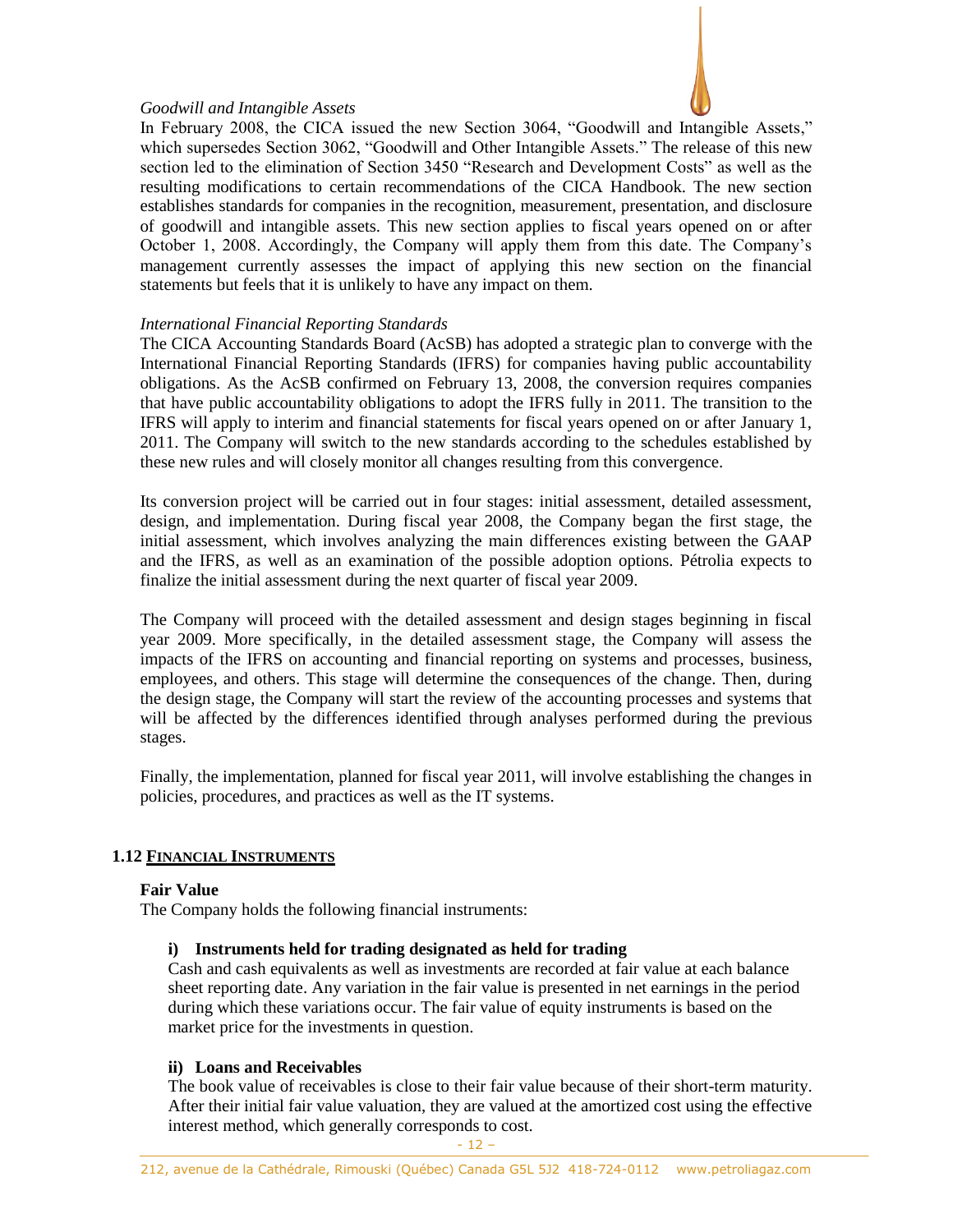*Goodwill and Intangible Assets*

In February 2008, the CICA issued the new Section 3064, "Goodwill and Intangible Assets," which supersedes Section 3062, "Goodwill and Other Intangible Assets." The release of this new section led to the elimination of Section 3450 "Research and Development Costs" as well as the resulting modifications to certain recommendations of the CICA Handbook. The new section establishes standards for companies in the recognition, measurement, presentation, and disclosure of goodwill and intangible assets. This new section applies to fiscal years opened on or after October 1, 2008. Accordingly, the Company will apply them from this date. The Company's management currently assesses the impact of applying this new section on the financial statements but feels that it is unlikely to have any impact on them.

*International Financial Reporting Standards*

The CICA Accounting Standards Board (AcSB) has adopted a strategic plan to converge with the International Financial Reporting Standards (IFRS) for companies having public accountability obligations. As the AcSB confirmed on February 13, 2008, the conversion requires companies that have public accountability obligations to adopt the IFRS fully in 2011. The transition to the IFRS will apply to interim and financial statements for fiscal years opened on or after January 1, 2011. The Company will switch to the new standards according to the schedules established by these new rules and will closely monitor all changes resulting from this convergence.

Its conversion project will be carried out in four stages: initial assessment, detailed assessment, design, and implementation. During fiscal year 2008, the Company began the first stage, the initial assessment, which involves analyzing the main differences existing between the GAAP and the IFRS, as well as an examination of the possible adoption options. Pétrolia expects to finalize the initial assessment during the next quarter of fiscal year 2009.

The Company will proceed with the detailed assessment and design stages beginning in fiscal year 2009. More specifically, in the detailed assessment stage, the Company will assess the impacts of the IFRS on accounting and financial reporting on systems and processes, business, employees, and others. This stage will determine the consequences of the change. Then, during the design stage, the Company will start the review of the accounting processes and systems that will be affected by the differences identified through analyses performed during the previous stages.

Finally, the implementation, planned for fiscal year 2011, will involve establishing the changes in policies, procedures, and practices as well as the IT systems.

## 1.12 FINANCIAL INSTRUMENTS

**Fair Value**

The Company holds the following financial instruments:

**i) Instruments held for trading designated as held for trading**

Cash and cash equivalents as well as investments are recorded at fair value at each balance sheet reporting date. Any variation in the fair value is presented in net earnings in the period during which these variations occur. The fair value of equity instruments is based on the market price for the investments in question.

**ii) Loans and Receivables**

The book value of receivables is close to their fair value because of their short-term maturity. After their initial fair value valuation, they are valued at the amortized cost using the effective interest method, which generally corresponds to cost.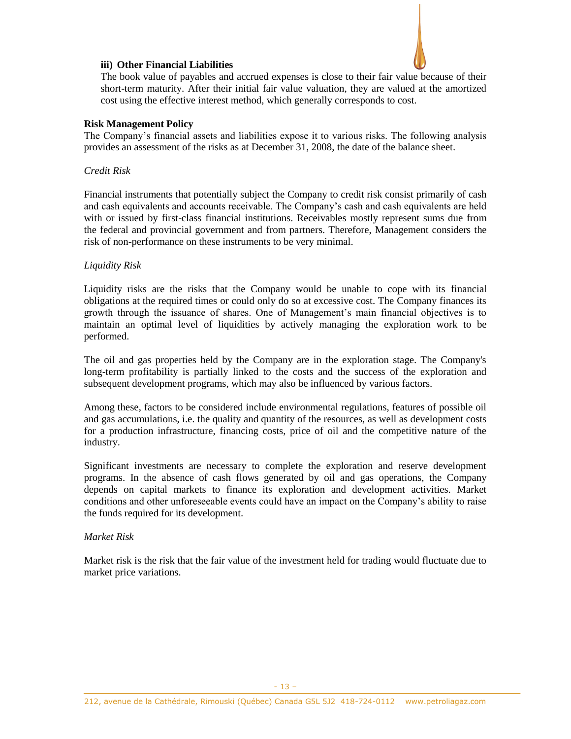### iii) Other Financial Liabilities

The book value of payables and accrued expenses is close to their fair value because of their short-term maturity. After their initial fair value valuation, they are valued at the amortized cost using the effective interest method, which generally corresponds to cost.

**Risk Management Policy**

The Company's financial assets and liabilities expose it to various risks. The following analysis provides an assessment of the risks as at December 31, 2008, the date of the balance sheet.

*Credit Risk*

Financial instruments that potentially subject the Company to credit risk consist primarily of cash and cash equivalents and accounts receivable. The Company's cash and cash equivalents are held with or issued by first-class financial institutions. Receivables mostly represent sums due from the federal and provincial government and from partners. Therefore, Management considers the risk of non-performance on these instruments to be very minimal.

*Liquidity Risk*

Liquidity risks are the risks that the Company would be unable to cope with its financial obligations at the required times or could only do so at excessive cost. The Company finances its growth through the issuance of shares. One of Management's main financial objectives is to maintain an optimal level of liquidities by actively managing the exploration work to be performed.

The oil and gas properties held by the Company are in the exploration stage. The Company's long-term profitability is partially linked to the costs and the success of the exploration and subsequent development programs, which may also be influenced by various factors.

Among these, factors to be considered include environmental regulations, features of possible oil and gas accumulations, i.e. the quality and quantity of the resources, as well as development costs for a production infrastructure, financing costs, price of oil and the competitive nature of the industry.

Significant investments are necessary to complete the exploration and reserve development programs. In the absence of cash flows generated by oil and gas operations, the Company depends on capital markets to finance its exploration and development activities. Market conditions and other unforeseeable events could have an impact on the Company's ability to raise the funds required for its development.

*Market Risk*

Market risk is the risk that the fair value of the investment held for trading would fluctuate due to market price variations.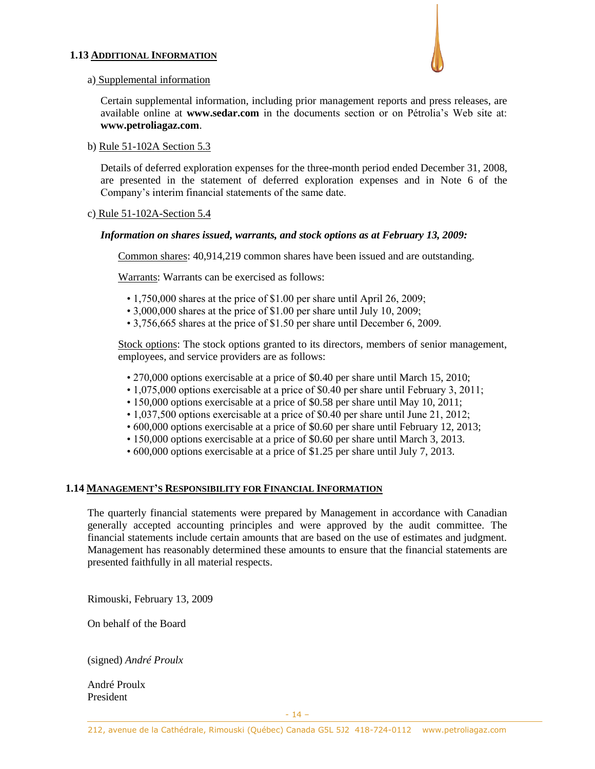## 1.13 ADDITIONAL INFORMATION

a) Supplemental information

Certain supplemental information, including prior management reports and press releases, are available online at **www.sedar.com** in the documents section or on Pétrolia's Web site at: **www.petroliagaz.com**.

b) Rule 51-102A Section 5.3

Details of deferred exploration expenses for the three-month period ended December 31, 2008, are presented in the statement of deferred exploration expenses and in Note 6 of the Company's interim financial statements of the same date.

c) Rule 51-102A-Section 5.4

***Information on shares issued, warrants, and stock options as at February 13, 2009:***

Common shares: 40,914,219 common shares have been issued and are outstanding.

Warrants: Warrants can be exercised as follows:

- 1,750,000 shares at the price of \$1.00 per share until April 26, 2009;
- 3,000,000 shares at the price of \$1.00 per share until July 10, 2009;
- 3,756,665 shares at the price of \$1.50 per share until December 6, 2009.

Stock options: The stock options granted to its directors, members of senior management, employees, and service providers are as follows:

- 270,000 options exercisable at a price of \$0.40 per share until March 15, 2010;
- 1,075,000 options exercisable at a price of \$0.40 per share until February 3, 2011;
- 150,000 options exercisable at a price of \$0.58 per share until May 10, 2011;
- 1,037,500 options exercisable at a price of \$0.40 per share until June 21, 2012;
- 600,000 options exercisable at a price of \$0.60 per share until February 12, 2013;
- 150,000 options exercisable at a price of \$0.60 per share until March 3, 2013.
- 600,000 options exercisable at a price of \$1.25 per share until July 7, 2013.

## 1.14 MANAGEMENT'S RESPONSIBILITY FOR FINANCIAL INFORMATION

The quarterly financial statements were prepared by Management in accordance with Canadian generally accepted accounting principles and were approved by the audit committee. The financial statements include certain amounts that are based on the use of estimates and judgment. Management has reasonably determined these amounts to ensure that the financial statements are presented faithfully in all material respects.

Rimouski, February 13, 2009

On behalf of the Board

(signed) *André Proulx*

André Proulx
President